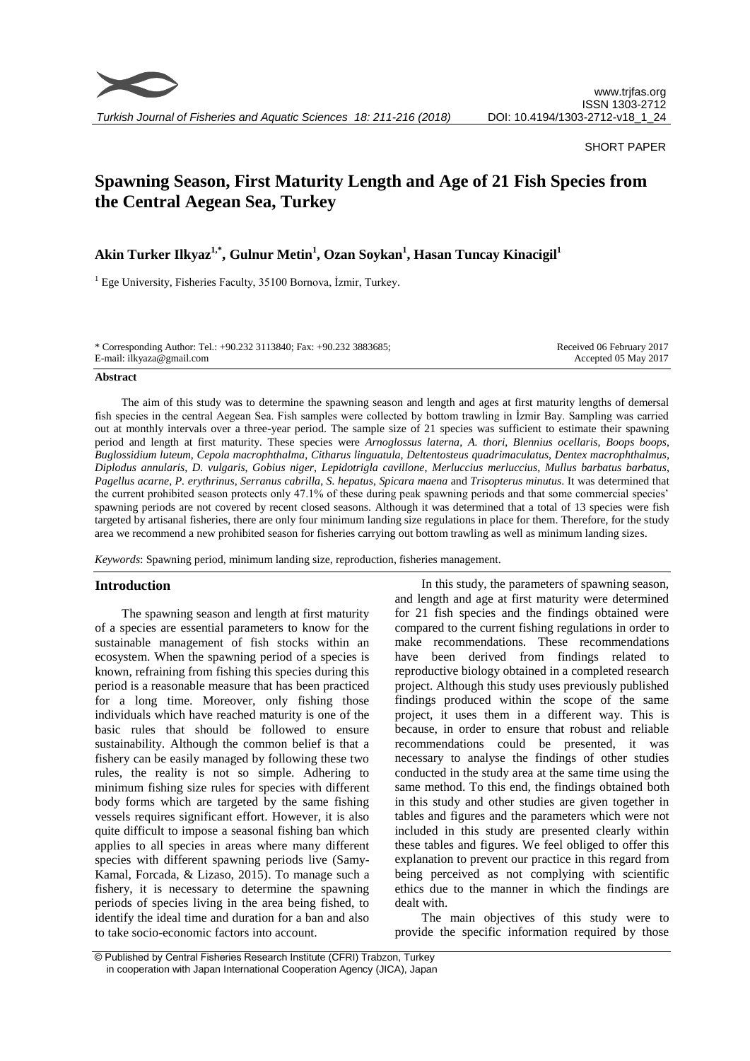SHORT PAPER

# Spawning Season, First Maturity Length and Age of 21 Fish Species from the Central Aegean Sea, Turkey

**Akin Turker Ilkyaz[1,*], Gulnur Metin[1], Ozan Soykan[1], Hasan Tuncay Kinacigil[1]**

[1] Ege University, Fisheries Faculty, 35100 Bornova, İzmir, Turkey.

\* Corresponding Author: Tel.: +90.232 3113840; Fax: +90.232 3883685; E-mail: ilkyaza@gmail.com

Received 06 February 2017
Accepted 05 May 2017

## Abstract

The aim of this study was to determine the spawning season and length and ages at first maturity lengths of demersal fish species in the central Aegean Sea. Fish samples were collected by bottom trawling in İzmir Bay. Sampling was carried out at monthly intervals over a three-year period. The sample size of 21 species was sufficient to estimate their spawning period and length at first maturity. These species were *Arnoglossus laterna*, *A. thori*, *Blennius ocellaris*, *Boops boops*, *Buglossidium luteum*, *Cepola macrophthalma*, *Citharus linguatula*, *Deltentosteus quadrimaculatus*, *Dentex macrophthalmus*, *Diplodus annularis*, *D. vulgaris*, *Gobius niger*, *Lepidotrigla cavillone*, *Merluccius merluccius*, *Mullus barbatus barbatus*, *Pagellus acarne*, *P. erythrinus*, *Serranus cabrilla*, *S. hepatus*, *Spicara maena* and *Trisopterus minutus*. It was determined that the current prohibited season protects only 47.1% of these during peak spawning periods and that some commercial species' spawning periods are not covered by recent closed seasons. Although it was determined that a total of 13 species were fish targeted by artisanal fisheries, there are only four minimum landing size regulations in place for them. Therefore, for the study area we recommend a new prohibited season for fisheries carrying out bottom trawling as well as minimum landing sizes.

*Keywords*: Spawning period, minimum landing size, reproduction, fisheries management.

## Introduction

The spawning season and length at first maturity of a species are essential parameters to know for the sustainable management of fish stocks within an ecosystem. When the spawning period of a species is known, refraining from fishing this species during this period is a reasonable measure that has been practiced for a long time. Moreover, only fishing those individuals which have reached maturity is one of the basic rules that should be followed to ensure sustainability. Although the common belief is that a fishery can be easily managed by following these two rules, the reality is not so simple. Adhering to minimum fishing size rules for species with different body forms which are targeted by the same fishing vessels requires significant effort. However, it is also quite difficult to impose a seasonal fishing ban which applies to all species in areas where many different species with different spawning periods live (Samy-Kamal, Forcada, & Lizaso, 2015). To manage such a fishery, it is necessary to determine the spawning periods of species living in the area being fished, to identify the ideal time and duration for a ban and also to take socio-economic factors into account.

In this study, the parameters of spawning season, and length and age at first maturity were determined for 21 fish species and the findings obtained were compared to the current fishing regulations in order to make recommendations. These recommendations have been derived from findings related to reproductive biology obtained in a completed research project. Although this study uses previously published findings produced within the scope of the same project, it uses them in a different way. This is because, in order to ensure that robust and reliable recommendations could be presented, it was necessary to analyse the findings of other studies conducted in the study area at the same time using the same method. To this end, the findings obtained both in this study and other studies are given together in tables and figures and the parameters which were not included in this study are presented clearly within these tables and figures. We feel obliged to offer this explanation to prevent our practice in this regard from being perceived as not complying with scientific ethics due to the manner in which the findings are dealt with.

The main objectives of this study were to provide the specific information required by those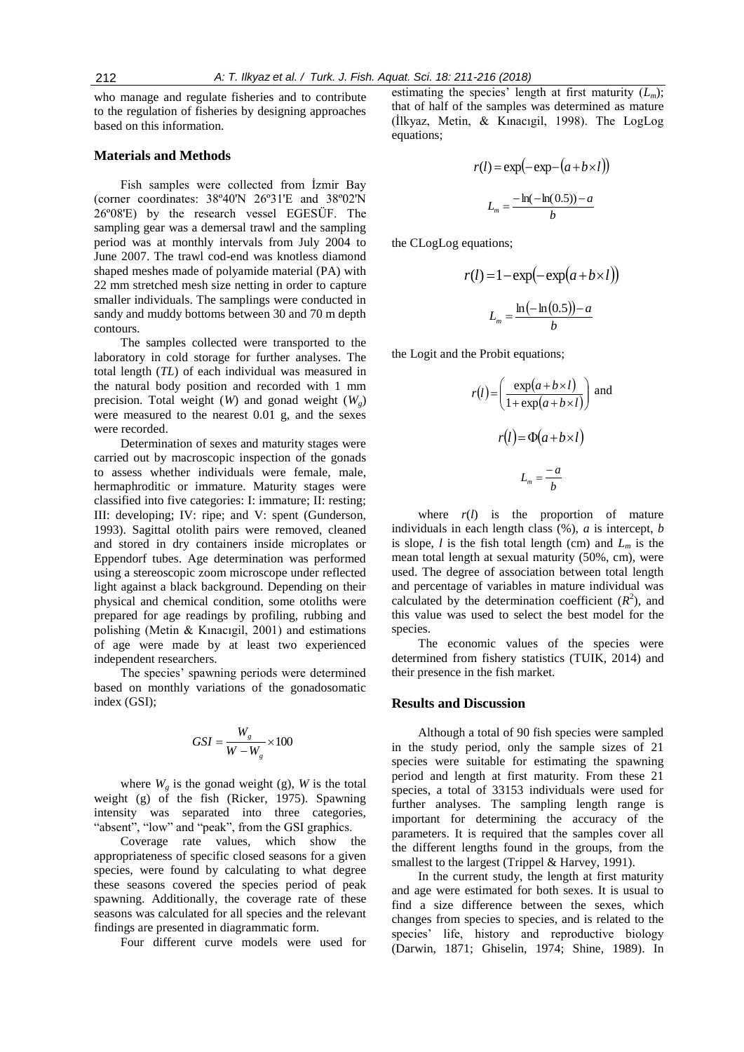who manage and regulate fisheries and to contribute to the regulation of fisheries by designing approaches based on this information.

## Materials and Methods

Fish samples were collected from İzmir Bay (corner coordinates: 38º40'N 26º31'E and 38º02'N 26º08'E) by the research vessel EGESÜF. The sampling gear was a demersal trawl and the sampling period was at monthly intervals from July 2004 to June 2007. The trawl cod-end was knotless diamond shaped meshes made of polyamide material (PA) with 22 mm stretched mesh size netting in order to capture smaller individuals. The samplings were conducted in sandy and muddy bottoms between 30 and 70 m depth contours.

The samples collected were transported to the laboratory in cold storage for further analyses. The total length (*TL*) of each individual was measured in the natural body position and recorded with 1 mm precision. Total weight ($W$) and gonad weight ($W_g$) were measured to the nearest 0.01 g, and the sexes were recorded.

Determination of sexes and maturity stages were carried out by macroscopic inspection of the gonads to assess whether individuals were female, male, hermaphroditic or immature. Maturity stages were classified into five categories: I: immature; II: resting; III: developing; IV: ripe; and V: spent (Gunderson, 1993). Sagittal otolith pairs were removed, cleaned and stored in dry containers inside microplates or Eppendorf tubes. Age determination was performed using a stereoscopic zoom microscope under reflected light against a black background. Depending on their physical and chemical condition, some otoliths were prepared for age readings by profiling, rubbing and polishing (Metin & Kınacıgil, 2001) and estimations of age were made by at least two experienced independent researchers.

The species' spawning periods were determined based on monthly variations of the gonadosomatic index (GSI);

$$GSI = \frac{W_g}{W - W_g} \times 100$$

where $W_g$ is the gonad weight (g), $W$ is the total weight (g) of the fish (Ricker, 1975). Spawning intensity was separated into three categories, "absent", "low" and "peak", from the GSI graphics.

Coverage rate values, which show the appropriateness of specific closed seasons for a given species, were found by calculating to what degree these seasons covered the species period of peak spawning. Additionally, the coverage rate of these seasons was calculated for all species and the relevant findings are presented in diagrammatic form.

Four different curve models were used for estimating the species' length at first maturity ($L_m$); that of half of the samples was determined as mature (İlkyaz, Metin, & Kınacıgil, 1998). The LogLog equations;

$$r(l) = \exp(-\exp-(a + b \times l))$$

$$L_m = \frac{-\ln(-\ln(0.5)) - a}{b}$$

the CLogLog equations;

$$r(l) = 1 - \exp(-\exp(a + b \times l))$$

$$L_m = \frac{\ln(-\ln(0.5)) - a}{b}$$

the Logit and the Probit equations;

$$r(l) = \left(\frac{\exp(a + b \times l)}{1 + \exp(a + b \times l)}\right) \text{ and}$$

$$r(l) = \Phi(a + b \times l)$$

$$L_m = \frac{-a}{b}$$

where $r(l)$ is the proportion of mature individuals in each length class (%), $a$ is intercept, $b$ is slope, $l$ is the fish total length (cm) and $L_m$ is the mean total length at sexual maturity (50%, cm), were used. The degree of association between total length and percentage of variables in mature individual was calculated by the determination coefficient ($R^2$), and this value was used to select the best model for the species.

The economic values of the species were determined from fishery statistics (TUIK, 2014) and their presence in the fish market.

## Results and Discussion

Although a total of 90 fish species were sampled in the study period, only the sample sizes of 21 species were suitable for estimating the spawning period and length at first maturity. From these 21 species, a total of 33153 individuals were used for further analyses. The sampling length range is important for determining the accuracy of the parameters. It is required that the samples cover all the different lengths found in the groups, from the smallest to the largest (Trippel & Harvey, 1991).

In the current study, the length at first maturity and age were estimated for both sexes. It is usual to find a size difference between the sexes, which changes from species to species, and is related to the species' life, history and reproductive biology (Darwin, 1871; Ghiselin, 1974; Shine, 1989). In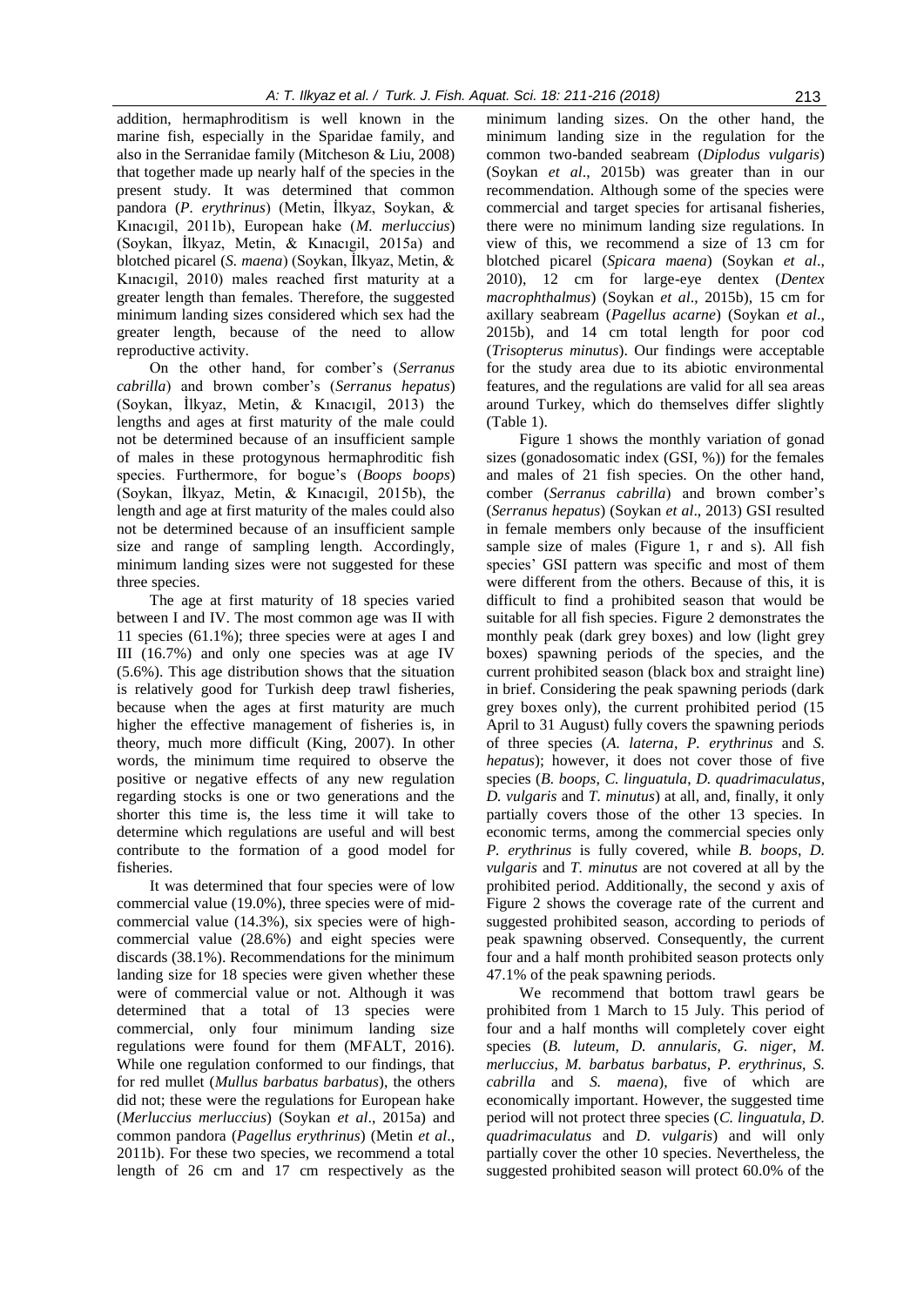addition, hermaphroditism is well known in the marine fish, especially in the Sparidae family, and also in the Serranidae family (Mitcheson & Liu, 2008) that together made up nearly half of the species in the present study. It was determined that common pandora (*P. erythrinus*) (Metin, İlkyaz, Soykan, & Kınacıgil, 2011b), European hake (*M. merluccius*) (Soykan, İlkyaz, Metin, & Kınacıgil, 2015a) and blotched picarel (*S. maena*) (Soykan, İlkyaz, Metin, & Kınacıgil, 2010) males reached first maturity at a greater length than females. Therefore, the suggested minimum landing sizes considered which sex had the greater length, because of the need to allow reproductive activity.

On the other hand, for comber's (*Serranus cabrilla*) and brown comber's (*Serranus hepatus*) (Soykan, İlkyaz, Metin, & Kınacıgil, 2013) the lengths and ages at first maturity of the male could not be determined because of an insufficient sample of males in these protogynous hermaphroditic fish species. Furthermore, for bogue's (*Boops boops*) (Soykan, İlkyaz, Metin, & Kınacıgil, 2015b), the length and age at first maturity of the males could also not be determined because of an insufficient sample size and range of sampling length. Accordingly, minimum landing sizes were not suggested for these three species.

The age at first maturity of 18 species varied between I and IV. The most common age was II with 11 species (61.1%); three species were at ages I and III (16.7%) and only one species was at age IV (5.6%). This age distribution shows that the situation is relatively good for Turkish deep trawl fisheries, because when the ages at first maturity are much higher the effective management of fisheries is, in theory, much more difficult (King, 2007). In other words, the minimum time required to observe the positive or negative effects of any new regulation regarding stocks is one or two generations and the shorter this time is, the less time it will take to determine which regulations are useful and will best contribute to the formation of a good model for fisheries.

It was determined that four species were of low commercial value (19.0%), three species were of mid-commercial value (14.3%), six species were of high-commercial value (28.6%) and eight species were discards (38.1%). Recommendations for the minimum landing size for 18 species were given whether these were of commercial value or not. Although it was determined that a total of 13 species were commercial, only four minimum landing size regulations were found for them (MFALT, 2016). While one regulation conformed to our findings, that for red mullet (*Mullus barbatus barbatus*), the others did not; these were the regulations for European hake (*Merluccius merluccius*) (Soykan *et al*., 2015a) and common pandora (*Pagellus erythrinus*) (Metin *et al*., 2011b). For these two species, we recommend a total length of 26 cm and 17 cm respectively as the minimum landing sizes. On the other hand, the minimum landing size in the regulation for the common two-banded seabream (*Diplodus vulgaris*) (Soykan *et al*., 2015b) was greater than in our recommendation. Although some of the species were commercial and target species for artisanal fisheries, there were no minimum landing size regulations. In view of this, we recommend a size of 13 cm for blotched picarel (*Spicara maena*) (Soykan *et al*., 2010), 12 cm for large-eye dentex (*Dentex macrophthalmus*) (Soykan *et al*., 2015b), 15 cm for axillary seabream (*Pagellus acarne*) (Soykan *et al*., 2015b), and 14 cm total length for poor cod (*Trisopterus minutus*). Our findings were acceptable for the study area due to its abiotic environmental features, and the regulations are valid for all sea areas around Turkey, which do themselves differ slightly (Table 1).

Figure 1 shows the monthly variation of gonad sizes (gonadosomatic index (GSI, %)) for the females and males of 21 fish species. On the other hand, comber (*Serranus cabrilla*) and brown comber's (*Serranus hepatus*) (Soykan *et al*., 2013) GSI resulted in female members only because of the insufficient sample size of males (Figure 1, r and s). All fish species' GSI pattern was specific and most of them were different from the others. Because of this, it is difficult to find a prohibited season that would be suitable for all fish species. Figure 2 demonstrates the monthly peak (dark grey boxes) and low (light grey boxes) spawning periods of the species, and the current prohibited season (black box and straight line) in brief. Considering the peak spawning periods (dark grey boxes only), the current prohibited period (15 April to 31 August) fully covers the spawning periods of three species (*A. laterna*, *P. erythrinus* and *S. hepatus*); however, it does not cover those of five species (*B. boops*, *C. linguatula*, *D. quadrimaculatus*, *D. vulgaris* and *T. minutus*) at all, and, finally, it only partially covers those of the other 13 species. In economic terms, among the commercial species only *P. erythrinus* is fully covered, while *B. boops*, *D. vulgaris* and *T. minutus* are not covered at all by the prohibited period. Additionally, the second y axis of Figure 2 shows the coverage rate of the current and suggested prohibited season, according to periods of peak spawning observed. Consequently, the current four and a half month prohibited season protects only 47.1% of the peak spawning periods.

We recommend that bottom trawl gears be prohibited from 1 March to 15 July. This period of four and a half months will completely cover eight species (*B. luteum*, *D. annularis*, *G. niger*, *M. merluccius*, *M. barbatus barbatus*, *P. erythrinus*, *S. cabrilla* and *S. maena*), five of which are economically important. However, the suggested time period will not protect three species (*C. linguatula*, *D. quadrimaculatus* and *D. vulgaris*) and will only partially cover the other 10 species. Nevertheless, the suggested prohibited season will protect 60.0% of the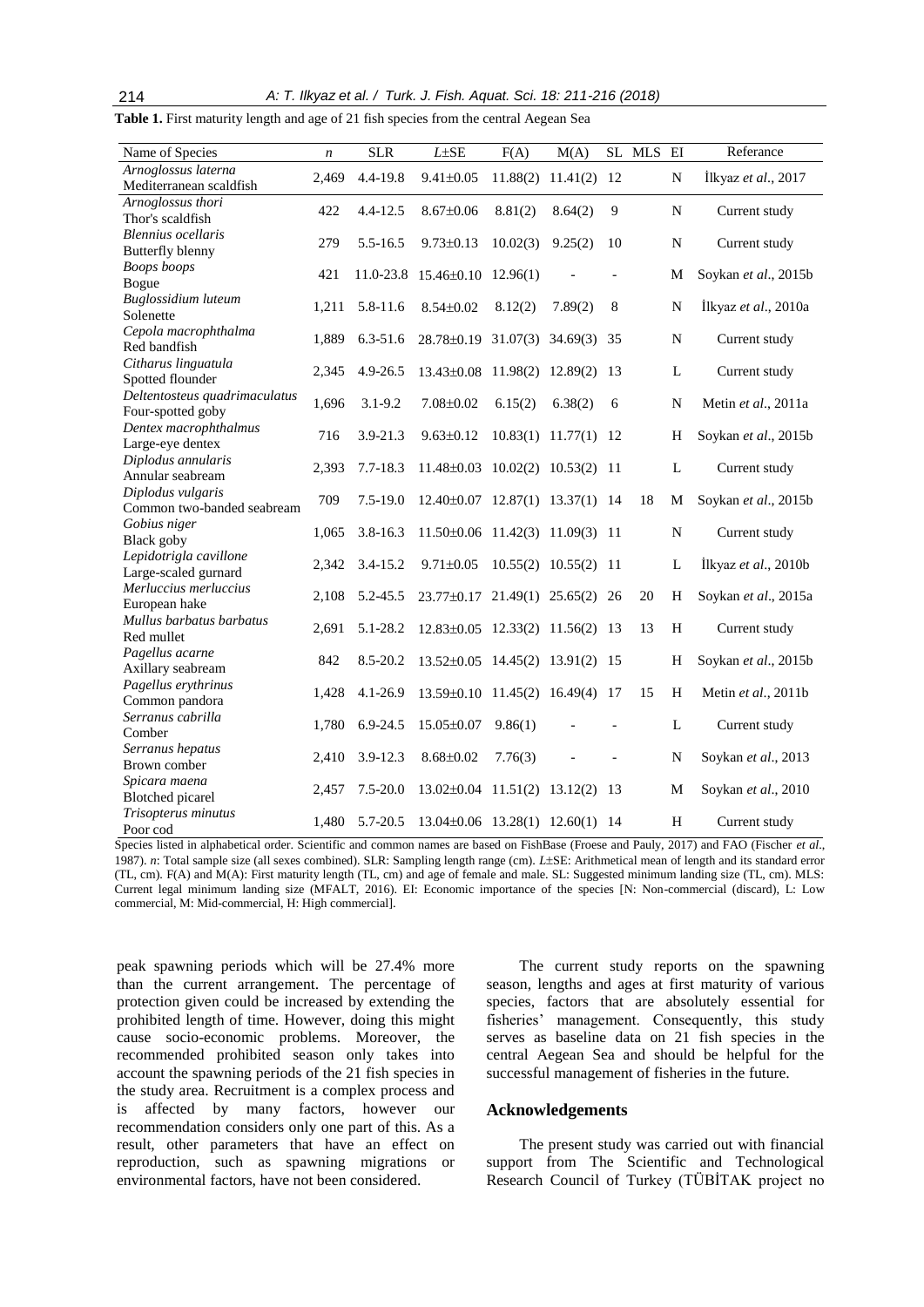**Table 1.** First maturity length and age of 21 fish species from the central Aegean Sea

| Name of Species | *n* | SLR | *L*±SE | F(A) | M(A) | SL | MLS | EI | Referance |
|---|---|---|---|---|---|---|---|---|---|
| *Arnoglossus laterna* Mediterranean scaldfish | 2,469 | 4.4-19.8 | 9.41±0.05 | 11.88(2) | 11.41(2) | 12 | | N | İlkyaz *et al*., 2017 |
| *Arnoglossus thori* Thor's scaldfish | 422 | 4.4-12.5 | 8.67±0.06 | 8.81(2) | 8.64(2) | 9 | | N | Current study |
| *Blennius ocellaris* Butterfly blenny | 279 | 5.5-16.5 | 9.73±0.13 | 10.02(3) | 9.25(2) | 10 | | N | Current study |
| *Boops boops* Bogue | 421 | 11.0-23.8 | 15.46±0.10 | 12.96(1) | - | - | | M | Soykan *et al*., 2015b |
| *Buglossidium luteum* Solenette | 1,211 | 5.8-11.6 | 8.54±0.02 | 8.12(2) | 7.89(2) | 8 | | N | İlkyaz *et al*., 2010a |
| *Cepola macrophthalma* Red bandfish | 1,889 | 6.3-51.6 | 28.78±0.19 | 31.07(3) | 34.69(3) | 35 | | N | Current study |
| *Citharus linguatula* Spotted flounder | 2,345 | 4.9-26.5 | 13.43±0.08 | 11.98(2) | 12.89(2) | 13 | | L | Current study |
| *Deltentosteus quadrimaculatus* Four-spotted goby | 1,696 | 3.1-9.2 | 7.08±0.02 | 6.15(2) | 6.38(2) | 6 | | N | Metin *et al*., 2011a |
| *Dentex macrophthalmus* Large-eye dentex | 716 | 3.9-21.3 | 9.63±0.12 | 10.83(1) | 11.77(1) | 12 | | H | Soykan *et al*., 2015b |
| *Diplodus annularis* Annular seabream | 2,393 | 7.7-18.3 | 11.48±0.03 | 10.02(2) | 10.53(2) | 11 | | L | Current study |
| *Diplodus vulgaris* Common two-banded seabream | 709 | 7.5-19.0 | 12.40±0.07 | 12.87(1) | 13.37(1) | 14 | 18 | M | Soykan *et al*., 2015b |
| *Gobius niger* Black goby | 1,065 | 3.8-16.3 | 11.50±0.06 | 11.42(3) | 11.09(3) | 11 | | N | Current study |
| *Lepidotrigla cavillone* Large-scaled gurnard | 2,342 | 3.4-15.2 | 9.71±0.05 | 10.55(2) | 10.55(2) | 11 | | L | İlkyaz *et al*., 2010b |
| *Merluccius merluccius* European hake | 2,108 | 5.2-45.5 | 23.77±0.17 | 21.49(1) | 25.65(2) | 26 | 20 | H | Soykan *et al*., 2015a |
| *Mullus barbatus barbatus* Red mullet | 2,691 | 5.1-28.2 | 12.83±0.05 | 12.33(2) | 11.56(2) | 13 | 13 | H | Current study |
| *Pagellus acarne* Axillary seabream | 842 | 8.5-20.2 | 13.52±0.05 | 14.45(2) | 13.91(2) | 15 | | H | Soykan *et al*., 2015b |
| *Pagellus erythrinus* Common pandora | 1,428 | 4.1-26.9 | 13.59±0.10 | 11.45(2) | 16.49(4) | 17 | 15 | H | Metin *et al*., 2011b |
| *Serranus cabrilla* Comber | 1,780 | 6.9-24.5 | 15.05±0.07 | 9.86(1) | - | - | | L | Current study |
| *Serranus hepatus* Brown comber | 2,410 | 3.9-12.3 | 8.68±0.02 | 7.76(3) | - | - | | N | Soykan *et al*., 2013 |
| *Spicara maena* Blotched picarel | 2,457 | 7.5-20.0 | 13.02±0.04 | 11.51(2) | 13.12(2) | 13 | | M | Soykan *et al*., 2010 |
| *Trisopterus minutus* Poor cod | 1,480 | 5.7-20.5 | 13.04±0.06 | 13.28(1) | 12.60(1) | 14 | | H | Current study |

Species listed in alphabetical order. Scientific and common names are based on FishBase (Froese and Pauly, 2017) and FAO (Fischer *et al*., 1987). *n*: Total sample size (all sexes combined). SLR: Sampling length range (cm). *L*±SE: Arithmetical mean of length and its standard error (TL, cm). F(A) and M(A): First maturity length (TL, cm) and age of female and male. SL: Suggested minimum landing size (TL, cm). MLS: Current legal minimum landing size (MFALT, 2016). EI: Economic importance of the species [N: Non-commercial (discard), L: Low commercial, M: Mid-commercial, H: High commercial].

peak spawning periods which will be 27.4% more than the current arrangement. The percentage of protection given could be increased by extending the prohibited length of time. However, doing this might cause socio-economic problems. Moreover, the recommended prohibited season only takes into account the spawning periods of the 21 fish species in the study area. Recruitment is a complex process and is affected by many factors, however our recommendation considers only one part of this. As a result, other parameters that have an effect on reproduction, such as spawning migrations or environmental factors, have not been considered.

The current study reports on the spawning season, lengths and ages at first maturity of various species, factors that are absolutely essential for fisheries' management. Consequently, this study serves as baseline data on 21 fish species in the central Aegean Sea and should be helpful for the successful management of fisheries in the future.

## Acknowledgements

The present study was carried out with financial support from The Scientific and Technological Research Council of Turkey (TÜBİTAK project no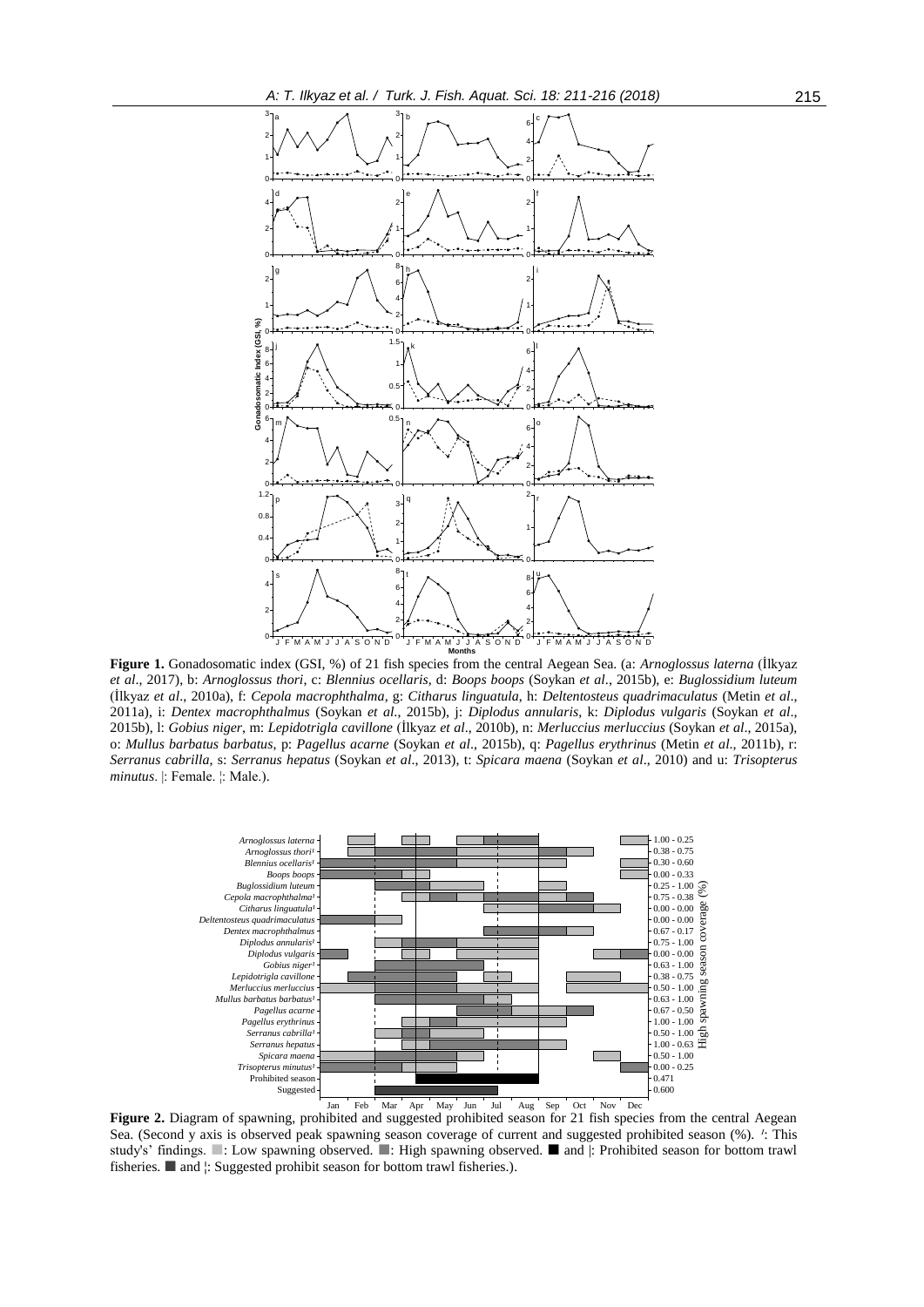**Figure 1.** Gonadosomatic index (GSI, %) of 21 fish species from the central Aegean Sea. (a: *Arnoglossus laterna* (İlkyaz *et al*., 2017), b: *Arnoglossus thori*, c: *Blennius ocellaris*, d: *Boops boops* (Soykan *et al*., 2015b), e: *Buglossidium luteum* (İlkyaz *et al*., 2010a), f: *Cepola macrophthalma*, g: *Citharus linguatula*, h: *Deltentosteus quadrimaculatus* (Metin *et al*., 2011a), i: *Dentex macrophthalmus* (Soykan *et al*., 2015b), j: *Diplodus annularis*, k: *Diplodus vulgaris* (Soykan *et al*., 2015b), l: *Gobius niger*, m: *Lepidotrigla cavillone* (İlkyaz *et al*., 2010b), n: *Merluccius merluccius* (Soykan *et al*., 2015a), o: *Mullus barbatus barbatus*, p: *Pagellus acarne* (Soykan *et al*., 2015b), q: *Pagellus erythrinus* (Metin *et al*., 2011b), r: *Serranus cabrilla*, s: *Serranus hepatus* (Soykan *et al*., 2013), t: *Spicara maena* (Soykan *et al*., 2010) and u: *Trisopterus minutus*. |: Female. ¦: Male.).

**Figure 2.** Diagram of spawning, prohibited and suggested prohibited season for 21 fish species from the central Aegean Sea. (Second y axis is observed peak spawning season coverage of current and suggested prohibited season (%). ¹: This study's' findings. ■: Low spawning observed. ■: High spawning observed. ■ and |: Prohibited season for bottom trawl fisheries. ■ and ¦: Suggested prohibit season for bottom trawl fisheries.).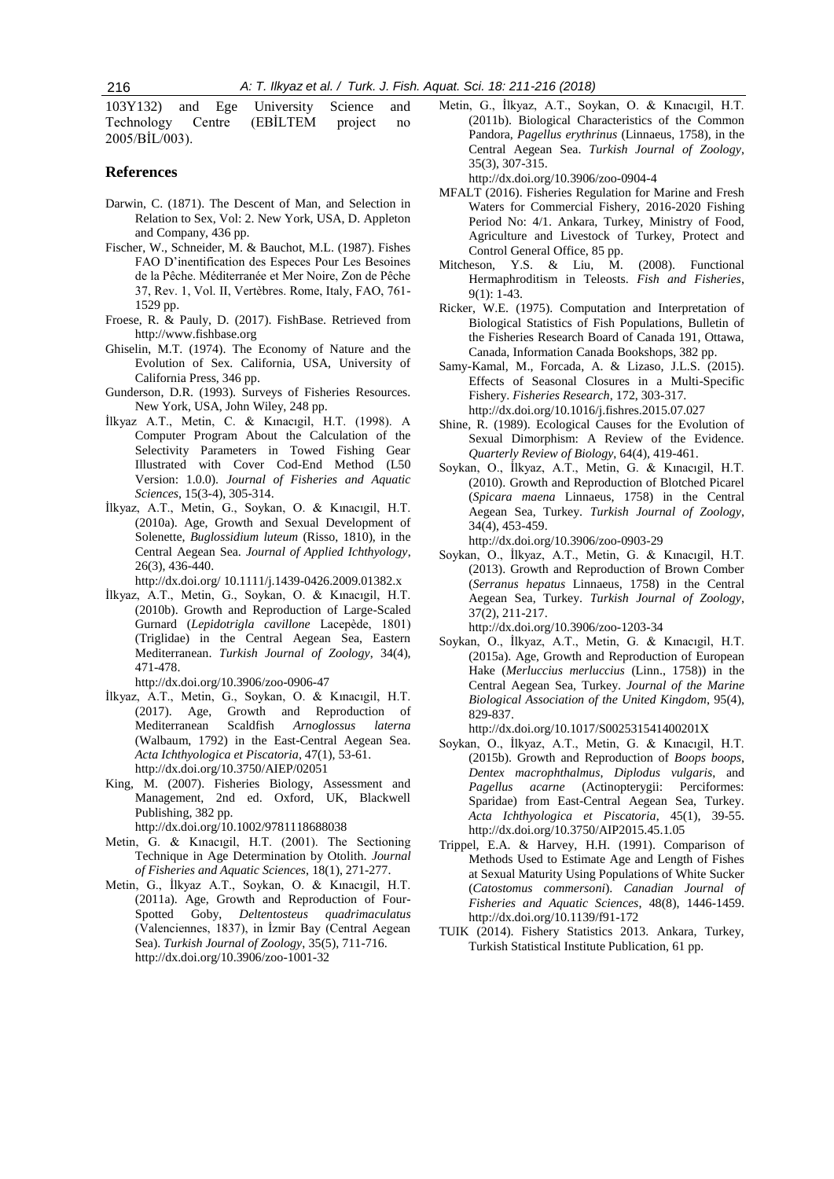103Y132) and Ege University Science and Technology Centre (EBİLTEM project no 2005/BİL/003).

## References

Darwin, C. (1871). The Descent of Man, and Selection in Relation to Sex, Vol: 2. New York, USA, D. Appleton and Company, 436 pp.

Fischer, W., Schneider, M. & Bauchot, M.L. (1987). Fishes FAO D'inentification des Especes Pour Les Besoines de la Pêche. Méditerranée et Mer Noire, Zon de Pêche 37, Rev. 1, Vol. II, Vertèbres. Rome, Italy, FAO, 761-1529 pp.

Froese, R. & Pauly, D. (2017). FishBase. Retrieved from http://www.fishbase.org

Ghiselin, M.T. (1974). The Economy of Nature and the Evolution of Sex. California, USA, University of California Press, 346 pp.

Gunderson, D.R. (1993). Surveys of Fisheries Resources. New York, USA, John Wiley, 248 pp.

İlkyaz A.T., Metin, C. & Kınacıgil, H.T. (1998). A Computer Program About the Calculation of the Selectivity Parameters in Towed Fishing Gear Illustrated with Cover Cod-End Method (L50 Version: 1.0.0). *Journal of Fisheries and Aquatic Sciences*, 15(3-4), 305-314.

İlkyaz, A.T., Metin, G., Soykan, O. & Kınacıgil, H.T. (2010a). Age, Growth and Sexual Development of Solenette, *Buglossidium luteum* (Risso, 1810), in the Central Aegean Sea. *Journal of Applied Ichthyology*, 26(3), 436-440. http://dx.doi.org/ 10.1111/j.1439-0426.2009.01382.x

İlkyaz, A.T., Metin, G., Soykan, O. & Kınacıgil, H.T. (2010b). Growth and Reproduction of Large-Scaled Gurnard (*Lepidotrigla cavillone* Lacepède, 1801) (Triglidae) in the Central Aegean Sea, Eastern Mediterranean. *Turkish Journal of Zoology*, 34(4), 471-478. http://dx.doi.org/10.3906/zoo-0906-47

İlkyaz, A.T., Metin, G., Soykan, O. & Kınacıgil, H.T. (2017). Age, Growth and Reproduction of Mediterranean Scaldfish *Arnoglossus laterna* (Walbaum, 1792) in the East-Central Aegean Sea. *Acta Ichthyologica et Piscatoria*, 47(1), 53-61. http://dx.doi.org/10.3750/AIEP/02051

King, M. (2007). Fisheries Biology, Assessment and Management, 2nd ed. Oxford, UK, Blackwell Publishing, 382 pp. http://dx.doi.org/10.1002/9781118688038

Metin, G. & Kınacıgil, H.T. (2001). The Sectioning Technique in Age Determination by Otolith. *Journal of Fisheries and Aquatic Sciences*, 18(1), 271-277.

Metin, G., İlkyaz A.T., Soykan, O. & Kınacıgil, H.T. (2011a). Age, Growth and Reproduction of Four-Spotted Goby, *Deltentosteus quadrimaculatus* (Valenciennes, 1837), in İzmir Bay (Central Aegean Sea). *Turkish Journal of Zoology*, 35(5), 711-716. http://dx.doi.org/10.3906/zoo-1001-32

Metin, G., İlkyaz, A.T., Soykan, O. & Kınacıgil, H.T. (2011b). Biological Characteristics of the Common Pandora, *Pagellus erythrinus* (Linnaeus, 1758), in the Central Aegean Sea. *Turkish Journal of Zoology*, 35(3), 307-315. http://dx.doi.org/10.3906/zoo-0904-4

MFALT (2016). Fisheries Regulation for Marine and Fresh Waters for Commercial Fishery, 2016-2020 Fishing Period No: 4/1. Ankara, Turkey, Ministry of Food, Agriculture and Livestock of Turkey, Protect and Control General Office, 85 pp.

Mitcheson, Y.S. & Liu, M. (2008). Functional Hermaphroditism in Teleosts. *Fish and Fisheries*, 9(1): 1-43.

Ricker, W.E. (1975). Computation and Interpretation of Biological Statistics of Fish Populations, Bulletin of the Fisheries Research Board of Canada 191, Ottawa, Canada, Information Canada Bookshops, 382 pp.

Samy-Kamal, M., Forcada, A. & Lizaso, J.L.S. (2015). Effects of Seasonal Closures in a Multi-Specific Fishery. *Fisheries Research*, 172, 303-317. http://dx.doi.org/10.1016/j.fishres.2015.07.027

Shine, R. (1989). Ecological Causes for the Evolution of Sexual Dimorphism: A Review of the Evidence. *Quarterly Review of Biology*, 64(4), 419-461.

Soykan, O., İlkyaz, A.T., Metin, G. & Kınacıgil, H.T. (2010). Growth and Reproduction of Blotched Picarel (*Spicara maena* Linnaeus, 1758) in the Central Aegean Sea, Turkey. *Turkish Journal of Zoology*, 34(4), 453-459. http://dx.doi.org/10.3906/zoo-0903-29

Soykan, O., İlkyaz, A.T., Metin, G. & Kınacıgil, H.T. (2013). Growth and Reproduction of Brown Comber (*Serranus hepatus* Linnaeus, 1758) in the Central Aegean Sea, Turkey. *Turkish Journal of Zoology*, 37(2), 211-217. http://dx.doi.org/10.3906/zoo-1203-34

Soykan, O., İlkyaz, A.T., Metin, G. & Kınacıgil, H.T. (2015a). Age, Growth and Reproduction of European Hake (*Merluccius merluccius* (Linn., 1758)) in the Central Aegean Sea, Turkey. *Journal of the Marine Biological Association of the United Kingdom*, 95(4), 829-837. http://dx.doi.org/10.1017/S002531541400201X

Soykan, O., İlkyaz, A.T., Metin, G. & Kınacıgil, H.T. (2015b). Growth and Reproduction of *Boops boops*, *Dentex macrophthalmus*, *Diplodus vulgaris*, and *Pagellus acarne* (Actinopterygii: Perciformes: Sparidae) from East-Central Aegean Sea, Turkey. *Acta Ichthyologica et Piscatoria*, 45(1), 39-55. http://dx.doi.org/10.3750/AIP2015.45.1.05

Trippel, E.A. & Harvey, H.H. (1991). Comparison of Methods Used to Estimate Age and Length of Fishes at Sexual Maturity Using Populations of White Sucker (*Catostomus commersoni*). *Canadian Journal of Fisheries and Aquatic Sciences*, 48(8), 1446-1459. http://dx.doi.org/10.1139/f91-172

TUIK (2014). Fishery Statistics 2013. Ankara, Turkey, Turkish Statistical Institute Publication, 61 pp.